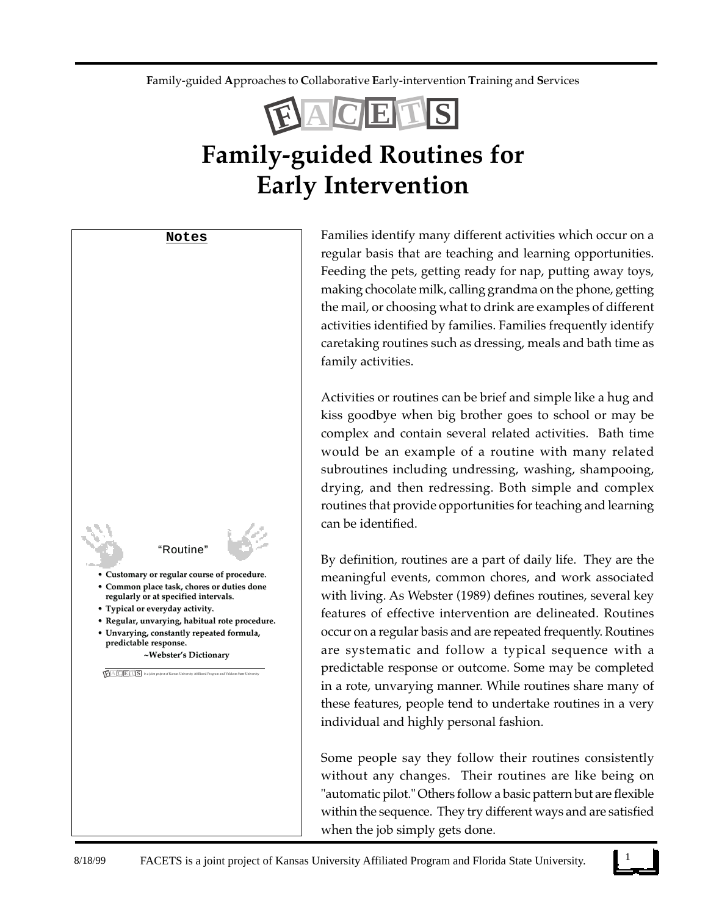**F**amily-guided **A**pproaches to **C**ollaborative **E**arly-intervention **T**raining and **S**ervices

FACETS

# Family-guided Routines for Early Intervention

Families identify many different activities which occur on a regular basis that are teaching and learning opportunities. Feeding the pets, getting ready for nap, putting away toys, making chocolate milk, calling grandma on the phone, getting the mail, or choosing what to drink are examples of different activities identified by families. Families frequently identify caretaking routines such as dressing, meals and bath time as family activities.

Activities or routines can be brief and simple like a hug and kiss goodbye when big brother goes to school or may be complex and contain several related activities. Bath time would be an example of a routine with many related subroutines including undressing, washing, shampooing, drying, and then redressing. Both simple and complex routines that provide opportunities for teaching and learning can be identified.

By definition, routines are a part of daily life. They are the meaningful events, common chores, and work associated with living. As Webster (1989) defines routines, several key features of effective intervention are delineated. Routines occur on a regular basis and are repeated frequently. Routines are systematic and follow a typical sequence with a predictable response or outcome. Some may be completed in a rote, unvarying manner. While routines share many of these features, people tend to undertake routines in a very individual and highly personal fashion.

Some people say they follow their routines consistently without any changes. Their routines are like being on "automatic pilot." Others follow a basic pattern but are flexible within the sequence. They try different ways and are satisfied when the job simply gets done.

**Notes**

"Routine"

- **Customary or regular course of procedure.**
- **Common place task, chores or duties done regularly or at specified intervals.**
- **Typical or everyday activity.**
- **Regular, unvarying, habitual rote procedure.**
- **Unvarying, constantly repeated formula, predictable response.**

**~Webster's Dictionary**

FACETS is a joint project of Kansas University Affiliated Program and Valdosta State University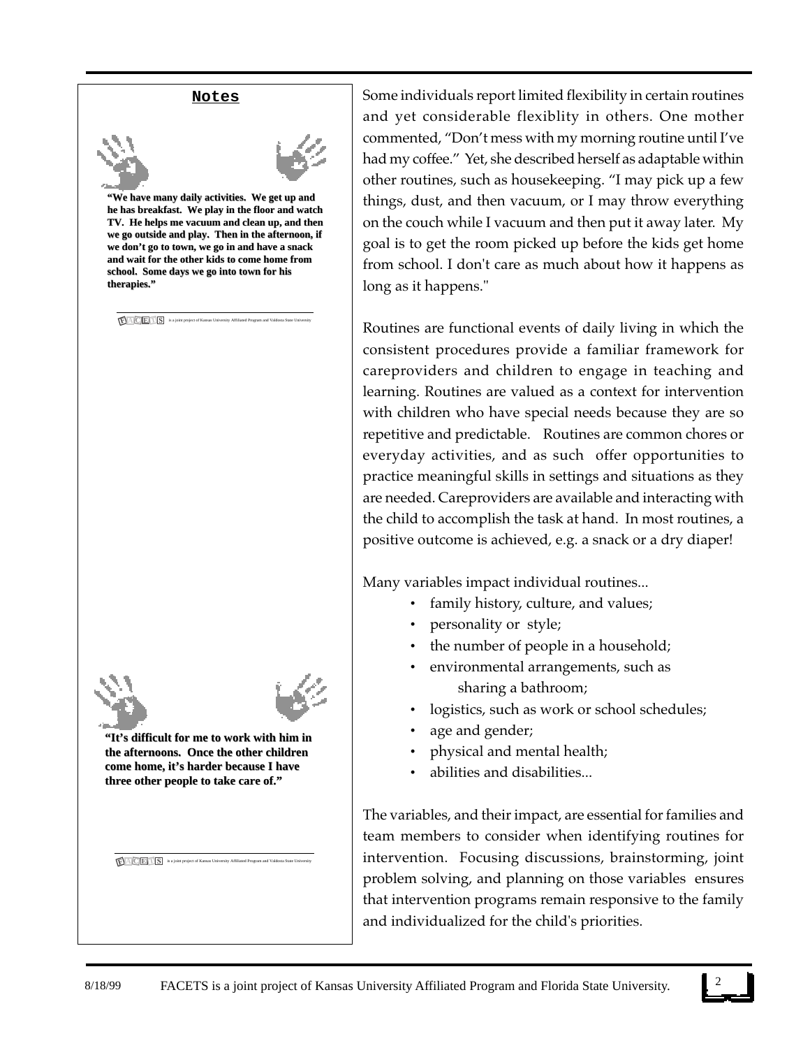## Notes

**"We have many daily activities. We get up and he has breakfast. We play in the floor and watch TV. He helps me vacuum and clean up, and then we go outside and play. Then in the afternoon, if we don't go to town, we go in and have a snack and wait for the other kids to come home from school. Some days we go into town for his therapies."**

FACETS is a joint project of Kansas University Affiliated Program and Valdosta State University

**"It's difficult for me to work with him in the afternoons. Once the other children come home, it's harder because I have three other people to take care of."**

FACETS is a joint project of Kansas University Affiliated Program and Valdosta State University

Some individuals report limited flexibility in certain routines and yet considerable flexiblity in others. One mother commented, "Don't mess with my morning routine until I've had my coffee." Yet, she described herself as adaptable within other routines, such as housekeeping. "I may pick up a few things, dust, and then vacuum, or I may throw everything on the couch while I vacuum and then put it away later. My goal is to get the room picked up before the kids get home from school. I don't care as much about how it happens as long as it happens."

Routines are functional events of daily living in which the consistent procedures provide a familiar framework for careproviders and children to engage in teaching and learning. Routines are valued as a context for intervention with children who have special needs because they are so repetitive and predictable. Routines are common chores or everyday activities, and as such offer opportunities to practice meaningful skills in settings and situations as they are needed. Careproviders are available and interacting with the child to accomplish the task at hand. In most routines, a positive outcome is achieved, e.g. a snack or a dry diaper!

Many variables impact individual routines...

- family history, culture, and values;
- personality or style;
- the number of people in a household;
- environmental arrangements, such as sharing a bathroom;
- logistics, such as work or school schedules;
- age and gender;
- physical and mental health;
- abilities and disabilities...

The variables, and their impact, are essential for families and team members to consider when identifying routines for intervention. Focusing discussions, brainstorming, joint problem solving, and planning on those variables ensures that intervention programs remain responsive to the family and individualized for the child's priorities.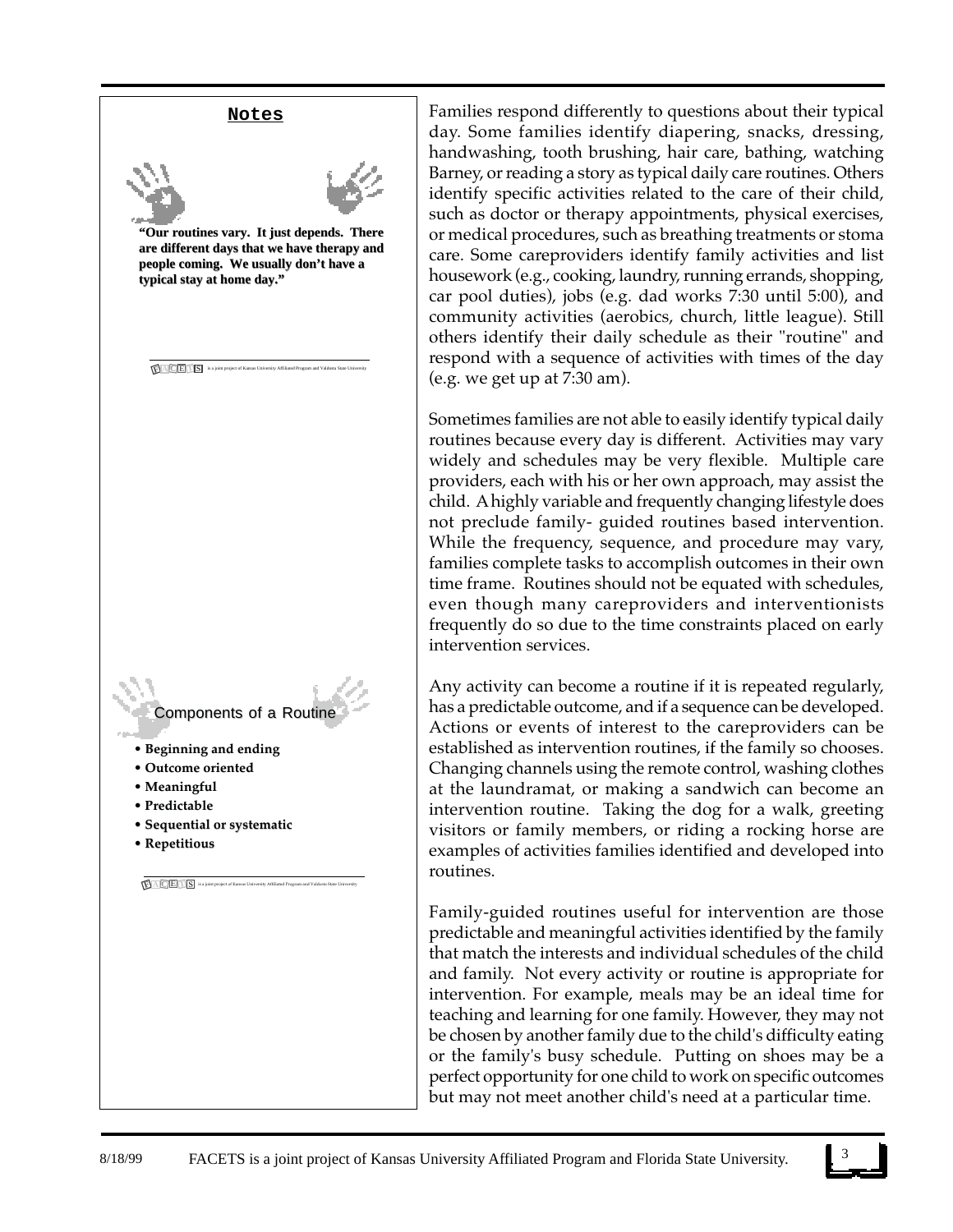## Notes

**"Our routines vary. It just depends. There are different days that we have therapy and people coming. We usually don't have a typical stay at home day."**

FACETS is a joint project of Kansas University Affiliated Program and Valdosta State University

### Components of a Routine

- **Beginning and ending**
- **Outcome oriented**
- **Meaningful**
- **Predictable**
- **Sequential or systematic**
- **Repetitious**

FACETS is a joint project of Kansas University Affiliated Program and Valdosta State University

Families respond differently to questions about their typical day. Some families identify diapering, snacks, dressing, handwashing, tooth brushing, hair care, bathing, watching Barney, or reading a story as typical daily care routines. Others identify specific activities related to the care of their child, such as doctor or therapy appointments, physical exercises, or medical procedures, such as breathing treatments or stoma care. Some careproviders identify family activities and list housework (e.g., cooking, laundry, running errands, shopping, car pool duties), jobs (e.g. dad works 7:30 until 5:00), and community activities (aerobics, church, little league). Still others identify their daily schedule as their "routine" and respond with a sequence of activities with times of the day (e.g. we get up at 7:30 am).

Sometimes families are not able to easily identify typical daily routines because every day is different. Activities may vary widely and schedules may be very flexible. Multiple care providers, each with his or her own approach, may assist the child. A highly variable and frequently changing lifestyle does not preclude family- guided routines based intervention. While the frequency, sequence, and procedure may vary, families complete tasks to accomplish outcomes in their own time frame. Routines should not be equated with schedules, even though many careproviders and interventionists frequently do so due to the time constraints placed on early intervention services.

Any activity can become a routine if it is repeated regularly, has a predictable outcome, and if a sequence can be developed. Actions or events of interest to the careproviders can be established as intervention routines, if the family so chooses. Changing channels using the remote control, washing clothes at the laundramat, or making a sandwich can become an intervention routine. Taking the dog for a walk, greeting visitors or family members, or riding a rocking horse are examples of activities families identified and developed into routines.

Family-guided routines useful for intervention are those predictable and meaningful activities identified by the family that match the interests and individual schedules of the child and family. Not every activity or routine is appropriate for intervention. For example, meals may be an ideal time for teaching and learning for one family. However, they may not be chosen by another family due to the child's difficulty eating or the family's busy schedule. Putting on shoes may be a perfect opportunity for one child to work on specific outcomes but may not meet another child's need at a particular time.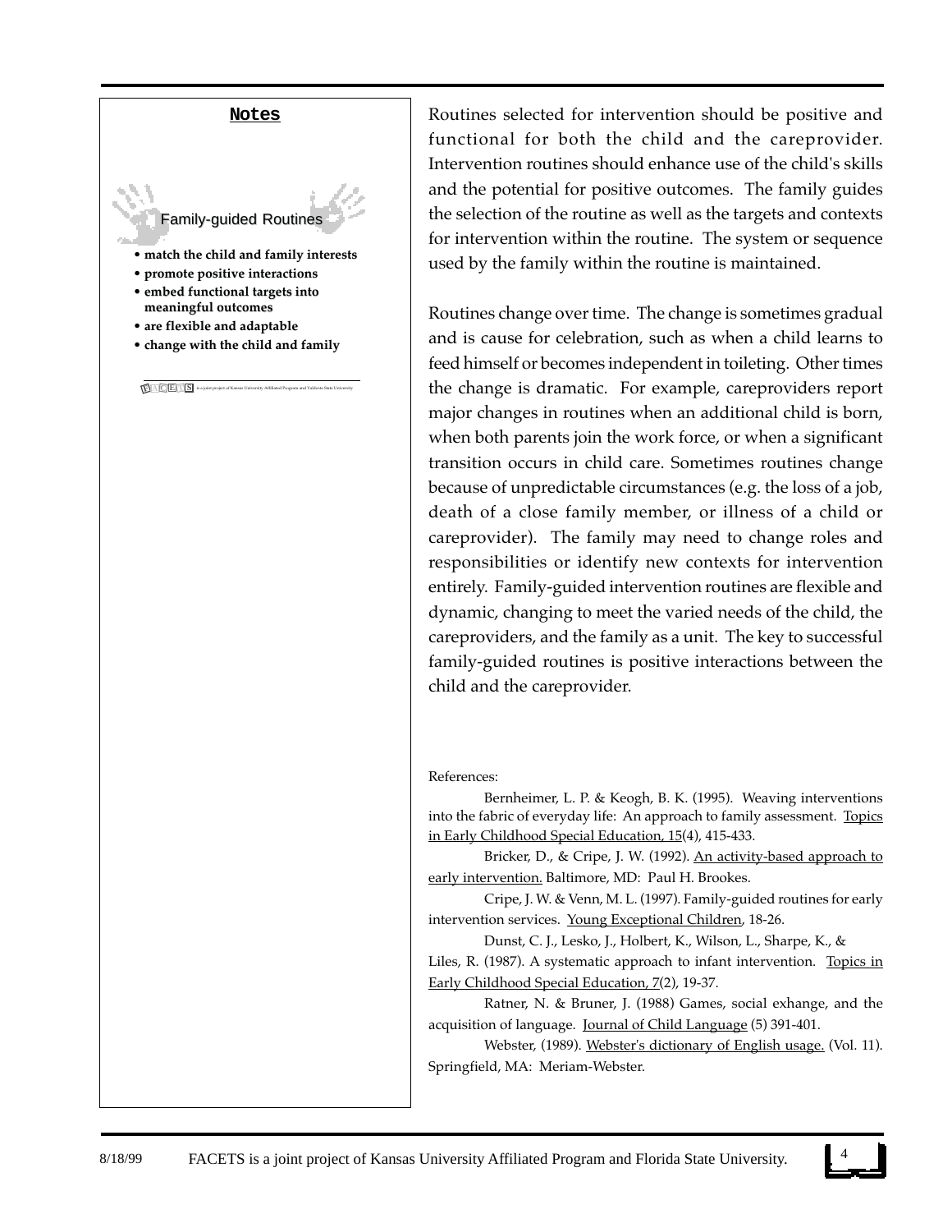**Notes**

Family-guided Routines

- **match the child and family interests**
- **promote positive interactions**
- **embed functional targets into meaningful outcomes**
- **are flexible and adaptable**
- **change with the child and family**

FACETS is a joint project of Kansas University Affiliated Program and Valdosta State University

Routines selected for intervention should be positive and functional for both the child and the careprovider. Intervention routines should enhance use of the child's skills and the potential for positive outcomes. The family guides the selection of the routine as well as the targets and contexts for intervention within the routine. The system or sequence used by the family within the routine is maintained.

Routines change over time. The change is sometimes gradual and is cause for celebration, such as when a child learns to feed himself or becomes independent in toileting. Other times the change is dramatic. For example, careproviders report major changes in routines when an additional child is born, when both parents join the work force, or when a significant transition occurs in child care. Sometimes routines change because of unpredictable circumstances (e.g. the loss of a job, death of a close family member, or illness of a child or careprovider). The family may need to change roles and responsibilities or identify new contexts for intervention entirely. Family-guided intervention routines are flexible and dynamic, changing to meet the varied needs of the child, the careproviders, and the family as a unit. The key to successful family-guided routines is positive interactions between the child and the careprovider.

References:

Bernheimer, L. P. & Keogh, B. K. (1995). Weaving interventions into the fabric of everyday life: An approach to family assessment. Topics in Early Childhood Special Education, 15(4), 415-433.

Bricker, D., & Cripe, J. W. (1992). An activity-based approach to early intervention. Baltimore, MD: Paul H. Brookes.

Cripe, J. W. & Venn, M. L. (1997). Family-guided routines for early intervention services. Young Exceptional Children, 18-26.

Dunst, C. J., Lesko, J., Holbert, K., Wilson, L., Sharpe, K., & Liles, R. (1987). A systematic approach to infant intervention. Topics in Early Childhood Special Education, 7(2), 19-37.

Ratner, N. & Bruner, J. (1988) Games, social exhange, and the acquisition of language. Journal of Child Language (5) 391-401.

Webster, (1989). Webster's dictionary of English usage. (Vol. 11). Springfield, MA: Meriam-Webster.

8/18/99 FACETS is a joint project of Kansas University Affiliated Program and Florida State University.